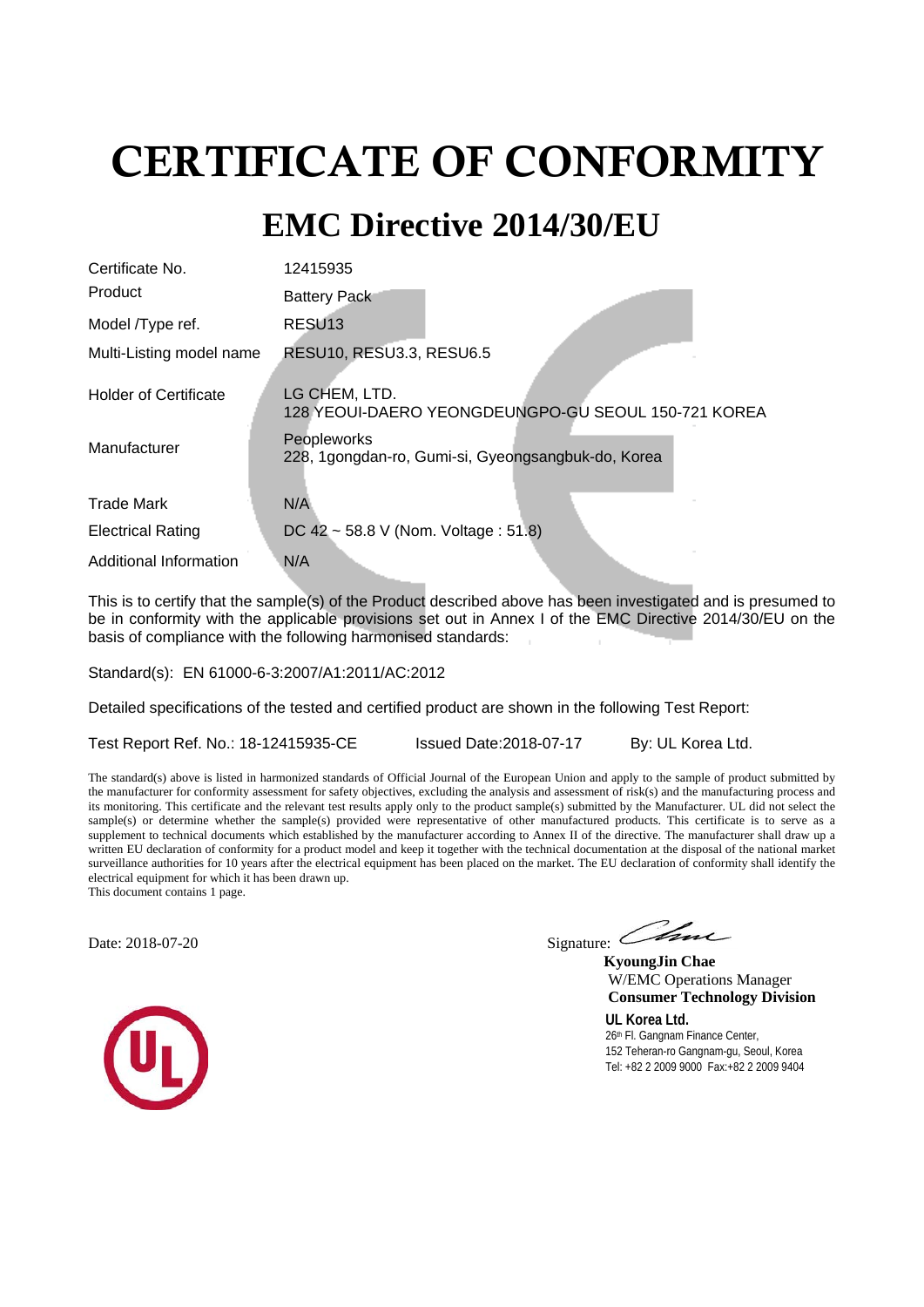# CERTIFICATE OF CONFORMITY

## EMC Directive 2014/30/EU

| | |
|---|---|
| Certificate No. | 12415935 |
| Product | Battery Pack |
| Model /Type ref. | RESU13 |
| Multi-Listing model name | RESU10, RESU3.3, RESU6.5 |
| Holder of Certificate | LG CHEM, LTD.<br>128 YEOUI-DAERO YEONGDEUNGPO-GU SEOUL 150-721 KOREA |
| Manufacturer | Peopleworks<br>228, 1gongdan-ro, Gumi-si, Gyeongsangbuk-do, Korea |
| Trade Mark | N/A |
| Electrical Rating | DC 42 ~ 58.8 V (Nom. Voltage : 51.8) |
| Additional Information | N/A |

This is to certify that the sample(s) of the Product described above has been investigated and is presumed to be in conformity with the applicable provisions set out in Annex I of the EMC Directive 2014/30/EU on the basis of compliance with the following harmonised standards:

Standard(s): EN 61000-6-3:2007/A1:2011/AC:2012

Detailed specifications of the tested and certified product are shown in the following Test Report:

Test Report Ref. No.: 18-12415935-CE Issued Date:2018-07-17 By: UL Korea Ltd.

The standard(s) above is listed in harmonized standards of Official Journal of the European Union and apply to the sample of product submitted by the manufacturer for conformity assessment for safety objectives, excluding the analysis and assessment of risk(s) and the manufacturing process and its monitoring. This certificate and the relevant test results apply only to the product sample(s) submitted by the Manufacturer. UL did not select the sample(s) or determine whether the sample(s) provided were representative of other manufactured products. This certificate is to serve as a supplement to technical documents which established by the manufacturer according to Annex II of the directive. The manufacturer shall draw up a written EU declaration of conformity for a product model and keep it together with the technical documentation at the disposal of the national market surveillance authorities for 10 years after the electrical equipment has been placed on the market. The EU declaration of conformity shall identify the electrical equipment for which it has been drawn up.
This document contains 1 page.

Date: 2018-07-20

Signature:

**KyoungJin Chae**
W/EMC Operations Manager
**Consumer Technology Division**

**UL Korea Ltd.**
26th Fl. Gangnam Finance Center,
152 Teheran-ro Gangnam-gu, Seoul, Korea
Tel: +82 2 2009 9000 Fax:+82 2 2009 9404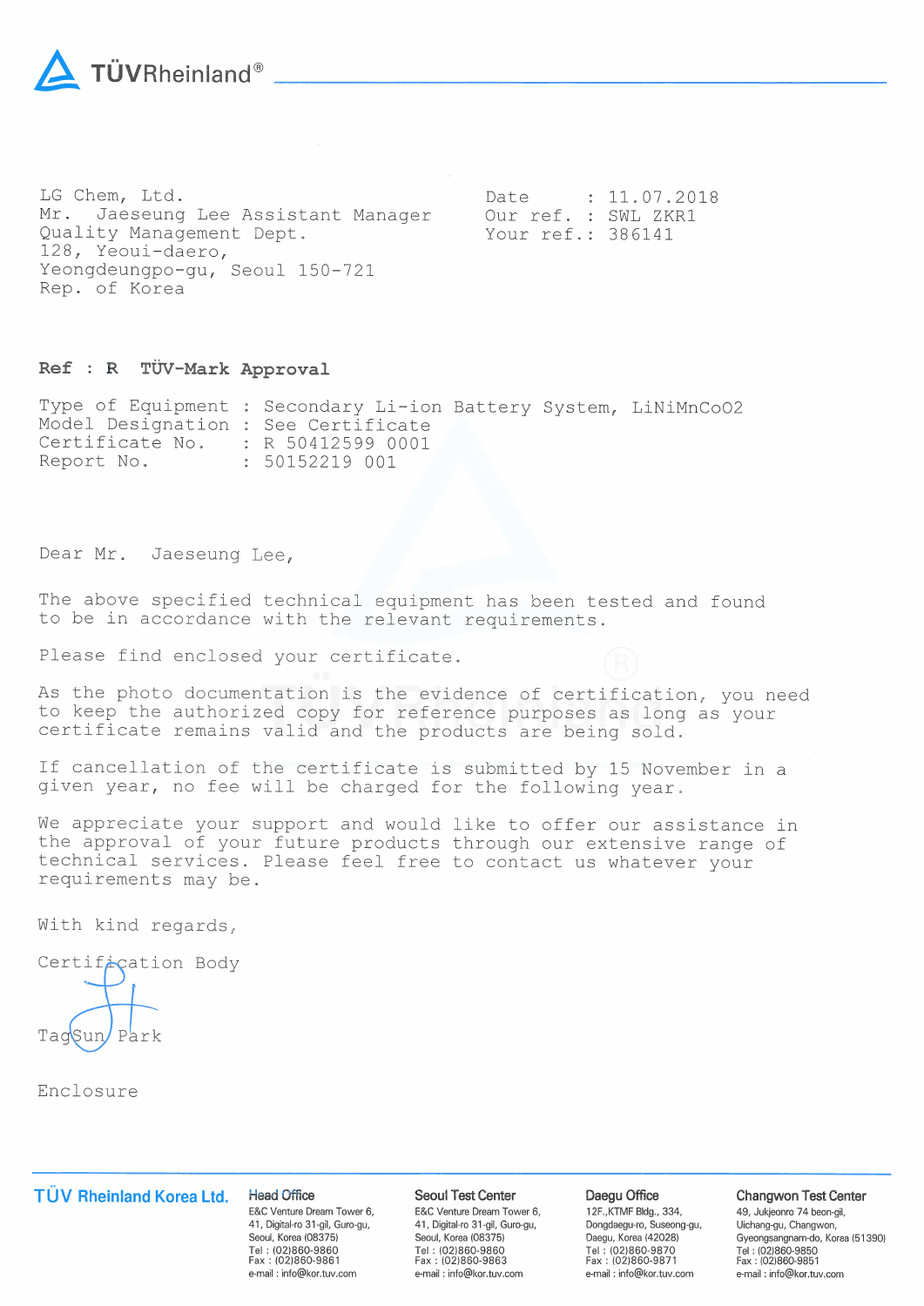TÜVRheinland®

LG Chem, Ltd.
Mr. Jaeseung Lee Assistant Manager
Quality Management Dept.
128, Yeoui-daero,
Yeongdeungpo-gu, Seoul 150-721
Rep. of Korea

Date : 11.07.2018
Our ref. : SWL ZKR1
Your ref.: 386141

**Ref : R TÜV-Mark Approval**

Type of Equipment : Secondary Li-ion Battery System, LiNiMnCoO2
Model Designation : See Certificate
Certificate No. : R 50412599 0001
Report No. : 50152219 001

Dear Mr. Jaeseung Lee,

The above specified technical equipment has been tested and found to be in accordance with the relevant requirements.

Please find enclosed your certificate.

As the photo documentation is the evidence of certification, you need to keep the authorized copy for reference purposes as long as your certificate remains valid and the products are being sold.

If cancellation of the certificate is submitted by 15 November in a given year, no fee will be charged for the following year.

We appreciate your support and would like to offer our assistance in the approval of your future products through our extensive range of technical services. Please feel free to contact us whatever your requirements may be.

With kind regards,

Certification Body

Tag Sun Park

Enclosure

TÜV Rheinland Korea Ltd.

**Head Office**
E&C Venture Dream Tower 6,
41, Digital-ro 31-gil, Guro-gu,
Seoul, Korea (08375)
Tel : (02)860-9860
Fax : (02)860-9861
e-mail : info@kor.tuv.com

**Seoul Test Center**
E&C Venture Dream Tower 6,
41, Digital-ro 31-gil, Guro-gu,
Seoul, Korea (08375)
Tel : (02)860-9860
Fax : (02)860-9863
e-mail : info@kor.tuv.com

**Daegu Office**
12F.,KTMF Bldg., 334,
Dongdaegu-ro, Suseong-gu,
Daegu, Korea (42028)
Tel : (02)860-9870
Fax : (02)860-9871
e-mail : info@kor.tuv.com

**Changwon Test Center**
49, Jukjeonro 74 beon-gil,
Uichang-gu, Changwon,
Gyeongsangnam-do, Korea (51390)
Tel : (02)860-9850
Fax : (02)860-9851
e-mail : info@kor.tuv.com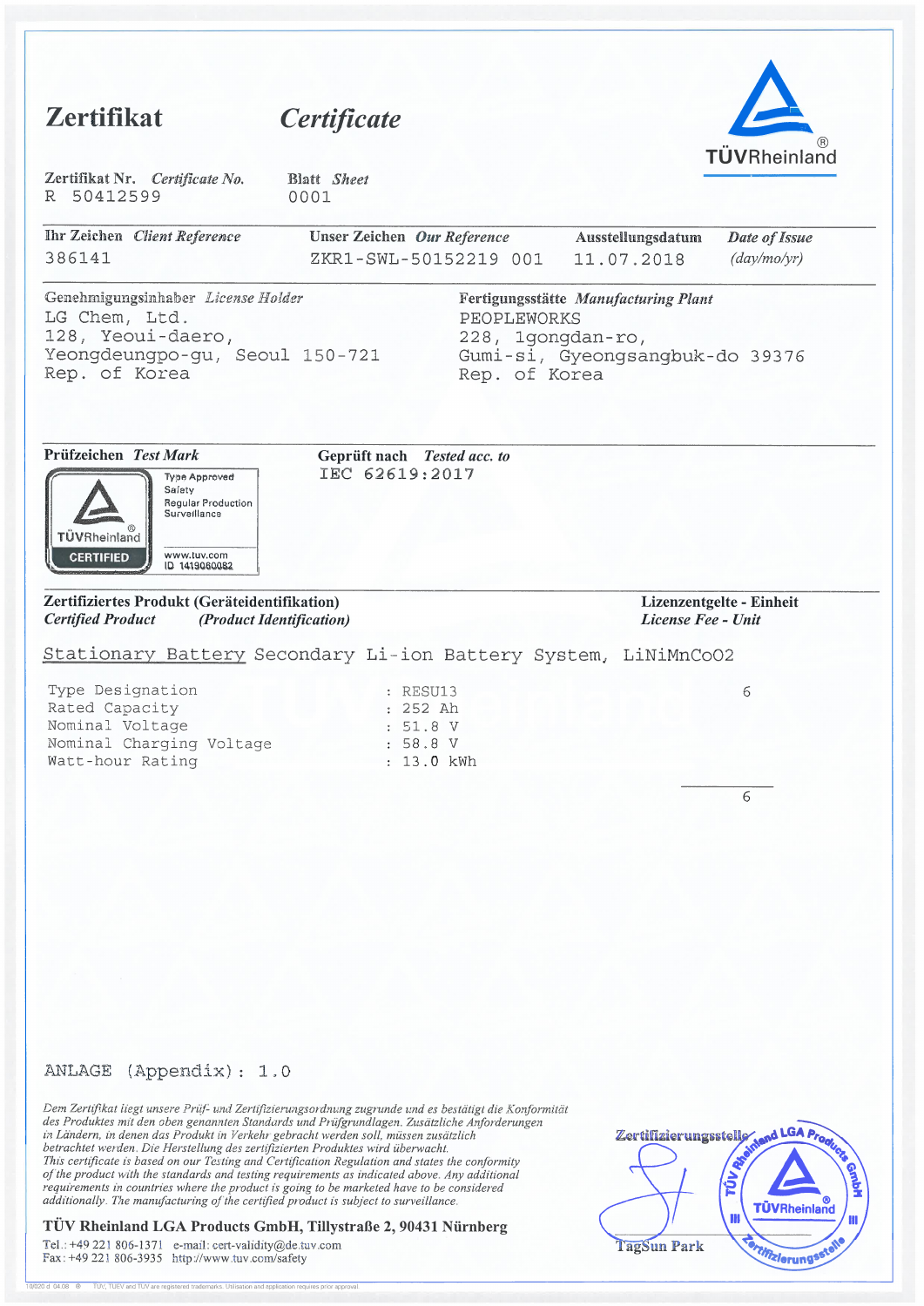# Zertifikat *Certificate*

TÜVRheinland®

**Zertifikat Nr.** *Certificate No.*
R 50412599

**Blatt** *Sheet*
0001

| Ihr Zeichen *Client Reference* | Unser Zeichen *Our Reference* | Ausstellungsdatum *Date of Issue* (day/mo/yr) |
|---|---|---|
| 386141 | ZKR1-SWL-50152219 001 | 11.07.2018 |

**Genehmigungsinhaber** *License Holder*
LG Chem, Ltd.
128, Yeoui-daero,
Yeongdeungpo-gu, Seoul 150-721
Rep. of Korea

**Fertigungsstätte** *Manufacturing Plant*
PEOPLEWORKS
228, 1gongdan-ro,
Gumi-si, Gyeongsangbuk-do 39376
Rep. of Korea

**Prüfzeichen** *Test Mark*
TÜVRheinland CERTIFIED
Type Approved
Safety
Regular Production
Surveillance
www.tuv.com
ID 1419060082

**Geprüft nach** *Tested acc. to*
IEC 62619:2017

**Zertifiziertes Produkt (Geräteidentifikation)**
*Certified Product (Product Identification)*

**Lizenzentgelte - Einheit**
*License Fee - Unit*

Stationary Battery Secondary Li-ion Battery System, $LiNiMnCoO_2$

| | | |
|---|---|---|
| Type Designation | : RESU13 | 6 |
| Rated Capacity | : 252 Ah | |
| Nominal Voltage | : 51.8 V | |
| Nominal Charging Voltage | : 58.8 V | |
| Watt-hour Rating | : 13.0 kWh | |
| | | 6 |

ANLAGE (Appendix): 1.0

*Dem Zertifikat liegt unsere Prüf- und Zertifizierungsordnung zugrunde und es bestätigt die Konformität des Produktes mit den oben genannten Standards und Prüfgrundlagen. Zusätzliche Anforderungen in Ländern, in denen das Produkt in Verkehr gebracht werden soll, müssen zusätzlich betrachtet werden. Die Herstellung des zertifizierten Produktes wird überwacht.*
*This certificate is based on our Testing and Certification Regulation and states the conformity of the product with the standards and testing requirements as indicated above. Any additional requirements in countries where the product is going to be marketed have to be considered additionally. The manufacturing of the certified product is subject to surveillance.*

**TÜV Rheinland LGA Products GmbH, Tillystraße 2, 90431 Nürnberg**
Tel.: +49 221 806-1371 e-mail: cert-validity@de.tuv.com
Fax: +49 221 806-3935 http://www.tuv.com/safety

Zertifizierungsstelle
TÜV Rheinland LGA Products GmbH – Zertifizierungsstelle
TagSun Park